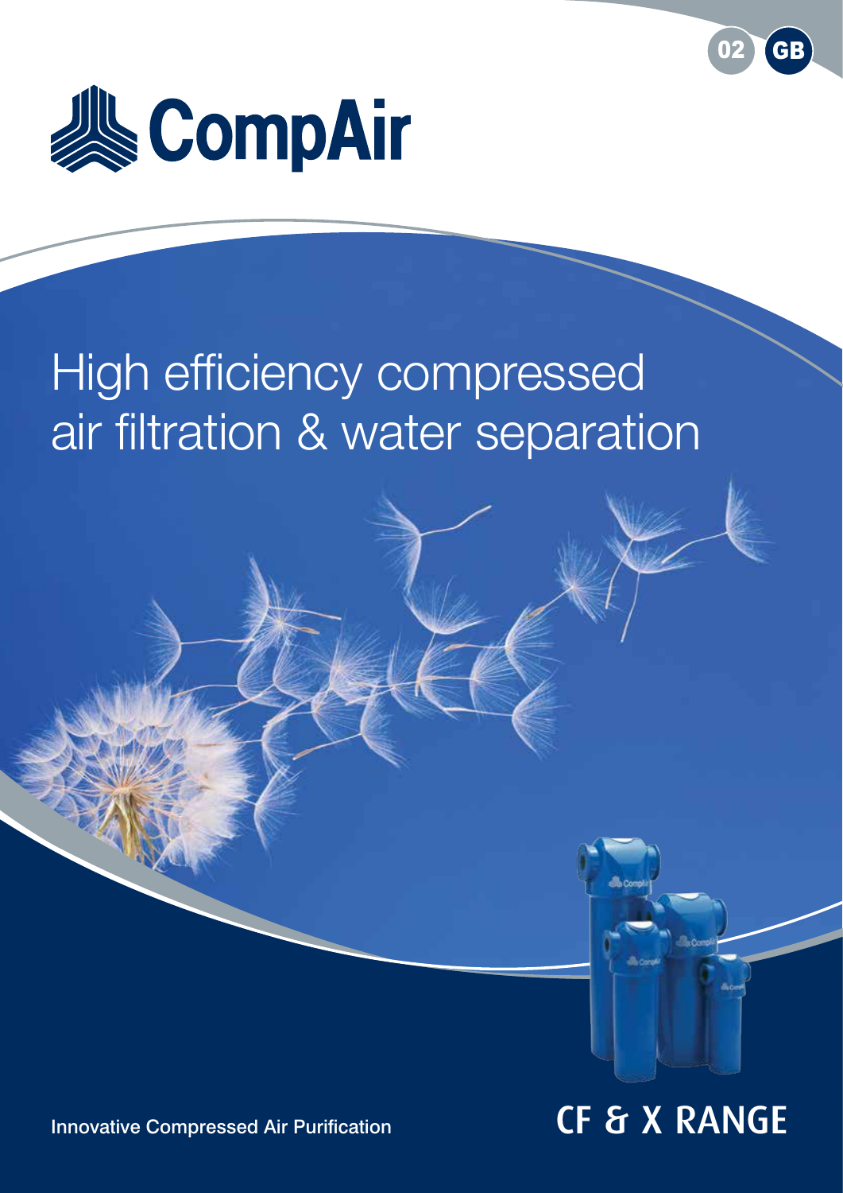02 GB

CompAir

# High efficiency compressed air filtration & water separation

Innovative Compressed Air Purification

## CF & X RANGE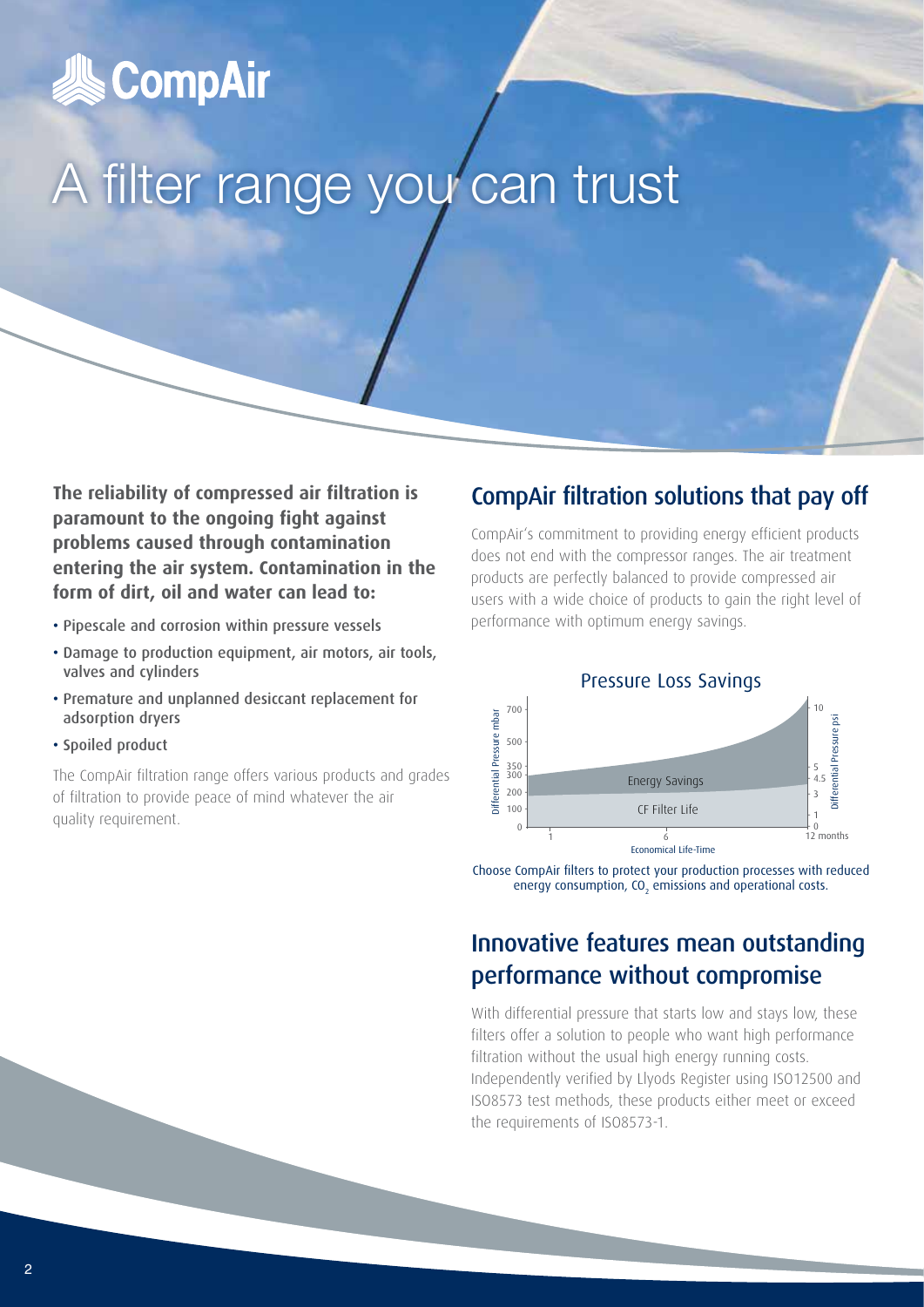# A filter range you can trust

**The reliability of compressed air filtration is paramount to the ongoing fight against problems caused through contamination entering the air system. Contamination in the form of dirt, oil and water can lead to:**

- Pipescale and corrosion within pressure vessels
- Damage to production equipment, air motors, air tools, valves and cylinders
- Premature and unplanned desiccant replacement for adsorption dryers
- Spoiled product

The CompAir filtration range offers various products and grades of filtration to provide peace of mind whatever the air quality requirement.

## CompAir filtration solutions that pay off

CompAir's commitment to providing energy efficient products does not end with the compressor ranges. The air treatment products are perfectly balanced to provide compressed air users with a wide choice of products to gain the right level of performance with optimum energy savings.

Pressure Loss Savings

Choose CompAir filters to protect your production processes with reduced energy consumption, $CO_2$ emissions and operational costs.

## Innovative features mean outstanding performance without compromise

With differential pressure that starts low and stays low, these filters offer a solution to people who want high performance filtration without the usual high energy running costs. Independently verified by Llyods Register using ISO12500 and ISO8573 test methods, these products either meet or exceed the requirements of ISO8573-1.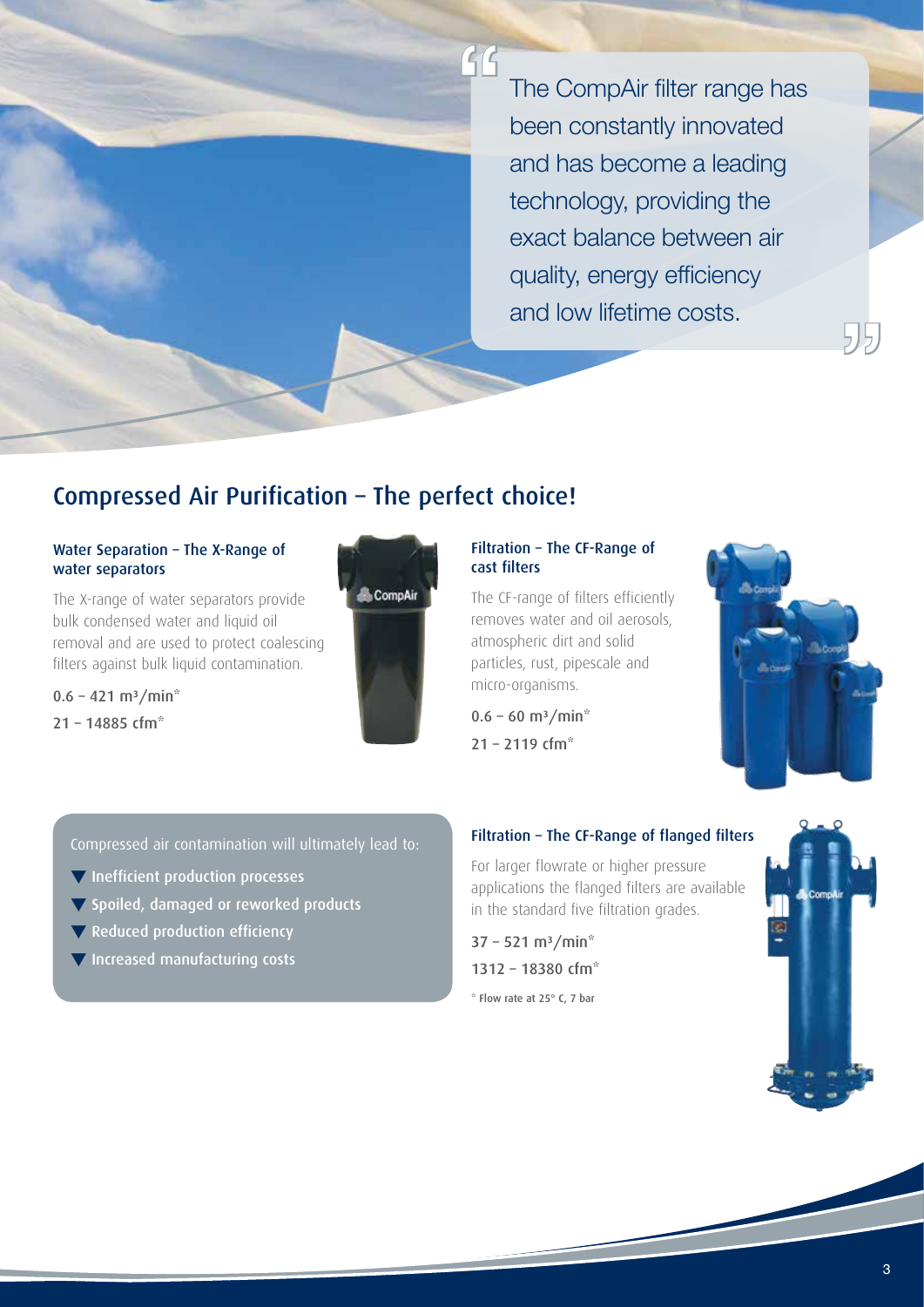> The CompAir filter range has been constantly innovated and has become a leading technology, providing the exact balance between air quality, energy efficiency and low lifetime costs.

## Compressed Air Purification – The perfect choice!

### Water Separation – The X-Range of water separators

The X-range of water separators provide bulk condensed water and liquid oil removal and are used to protect coalescing filters against bulk liquid contamination.

0.6 – 421 $m^3$/min*

21 – 14885 cfm*

### Filtration – The CF-Range of cast filters

The CF-range of filters efficiently removes water and oil aerosols, atmospheric dirt and solid particles, rust, pipescale and micro-organisms.

0.6 – 60 $m^3$/min*

21 – 2119 cfm*

Compressed air contamination will ultimately lead to:

- Inefficient production processes
- Spoiled, damaged or reworked products
- Reduced production efficiency
- Increased manufacturing costs

### Filtration – The CF-Range of flanged filters

For larger flowrate or higher pressure applications the flanged filters are available in the standard five filtration grades.

37 – 521 $m^3$/min*

1312 – 18380 cfm*

\* Flow rate at 25° C, 7 bar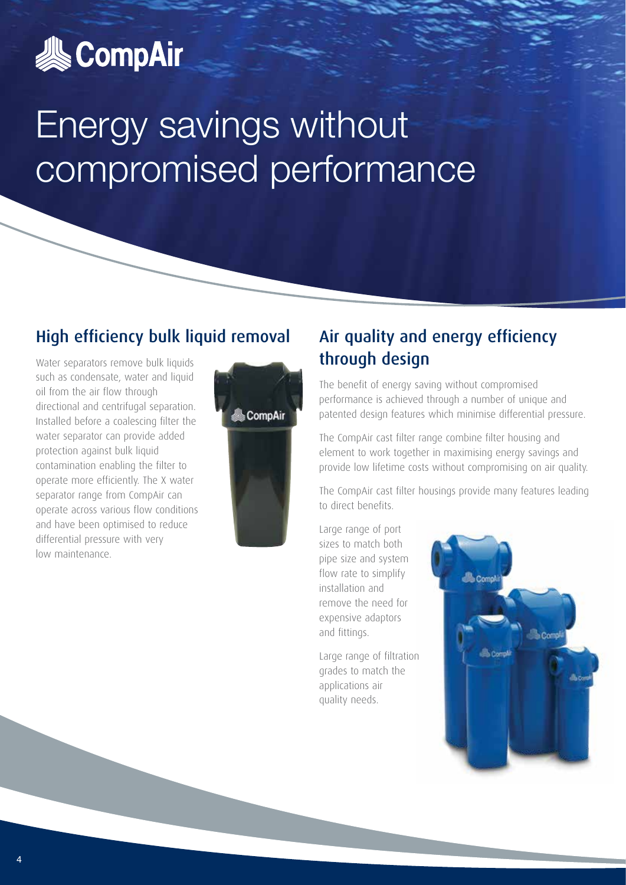# Energy savings without compromised performance

## High efficiency bulk liquid removal

Water separators remove bulk liquids such as condensate, water and liquid oil from the air flow through directional and centrifugal separation. Installed before a coalescing filter the water separator can provide added protection against bulk liquid contamination enabling the filter to operate more efficiently. The X water separator range from CompAir can operate across various flow conditions and have been optimised to reduce differential pressure with very low maintenance.

## Air quality and energy efficiency through design

The benefit of energy saving without compromised performance is achieved through a number of unique and patented design features which minimise differential pressure.

The CompAir cast filter range combine filter housing and element to work together in maximising energy savings and provide low lifetime costs without compromising on air quality.

The CompAir cast filter housings provide many features leading to direct benefits.

Large range of port sizes to match both pipe size and system flow rate to simplify installation and remove the need for expensive adaptors and fittings.

Large range of filtration grades to match the applications air quality needs.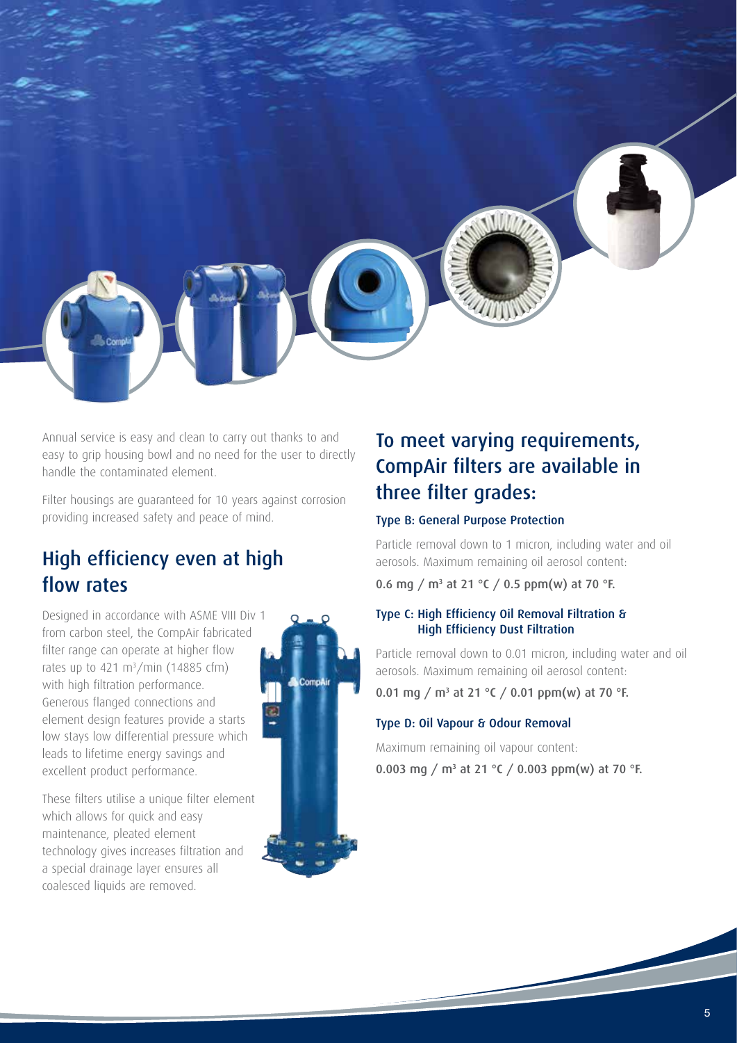Annual service is easy and clean to carry out thanks to and easy to grip housing bowl and no need for the user to directly handle the contaminated element.

Filter housings are guaranteed for 10 years against corrosion providing increased safety and peace of mind.

## High efficiency even at high flow rates

Designed in accordance with ASME VIII Div 1 from carbon steel, the CompAir fabricated filter range can operate at higher flow rates up to 421 $m^3$/min (14885 cfm) with high filtration performance. Generous flanged connections and element design features provide a starts low stays low differential pressure which leads to lifetime energy savings and excellent product performance.

These filters utilise a unique filter element which allows for quick and easy maintenance, pleated element technology gives increases filtration and a special drainage layer ensures all coalesced liquids are removed.

## To meet varying requirements, CompAir filters are available in three filter grades:

### Type B: General Purpose Protection

Particle removal down to 1 micron, including water and oil aerosols. Maximum remaining oil aerosol content:

**0.6 mg / $m^3$ at 21 °C / 0.5 ppm(w) at 70 °F.**

### Type C: High Efficiency Oil Removal Filtration & High Efficiency Dust Filtration

Particle removal down to 0.01 micron, including water and oil aerosols. Maximum remaining oil aerosol content:

**0.01 mg / $m^3$ at 21 °C / 0.01 ppm(w) at 70 °F.**

### Type D: Oil Vapour & Odour Removal

Maximum remaining oil vapour content:

**0.003 mg / $m^3$ at 21 °C / 0.003 ppm(w) at 70 °F.**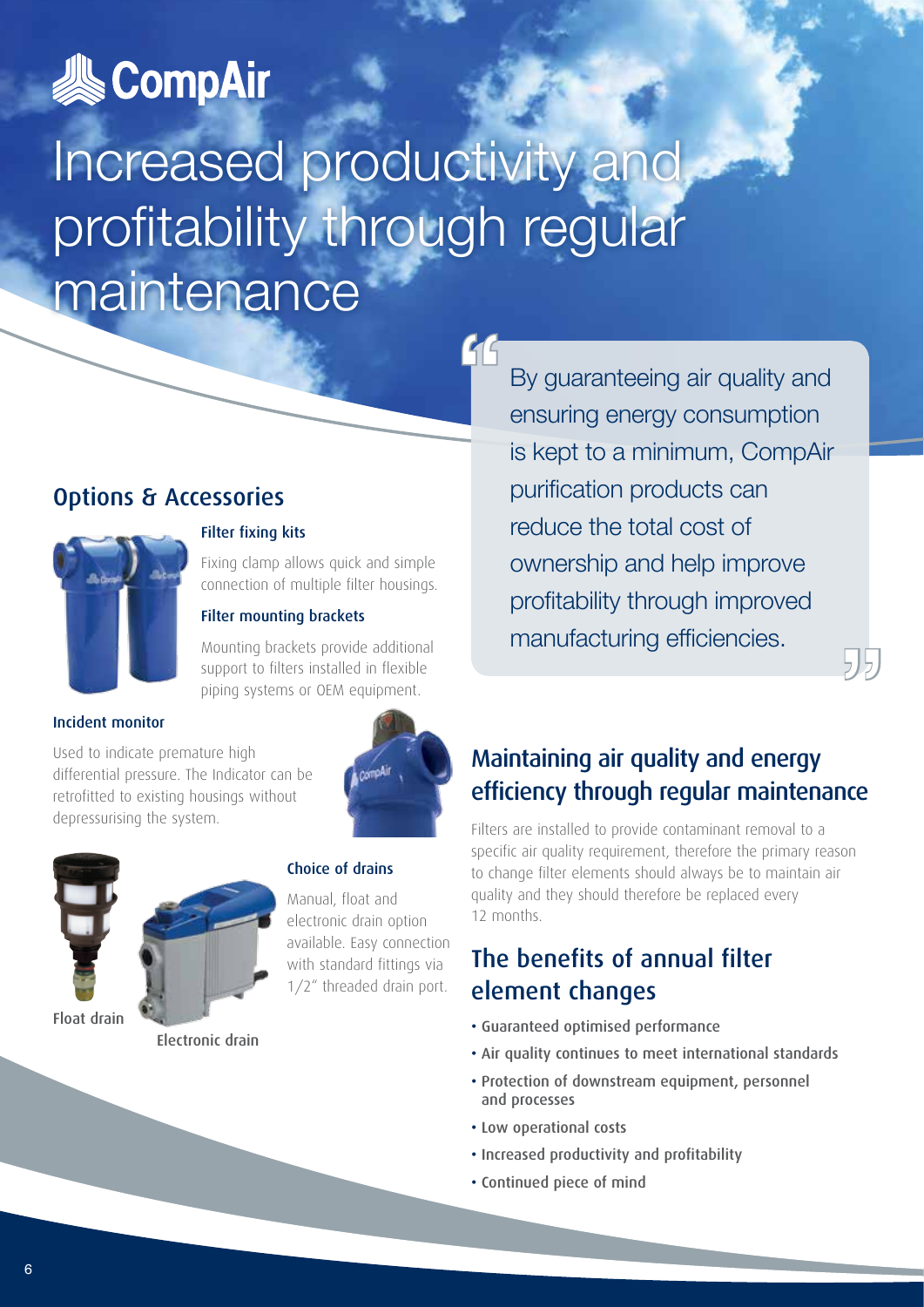# Increased productivity and profitability through regular maintenance

> "By guaranteeing air quality and ensuring energy consumption is kept to a minimum, CompAir purification products can reduce the total cost of ownership and help improve profitability through improved manufacturing efficiencies."

## Options & Accessories

### Filter fixing kits

Fixing clamp allows quick and simple connection of multiple filter housings.

### Filter mounting brackets

Mounting brackets provide additional support to filters installed in flexible piping systems or OEM equipment.

### Incident monitor

Used to indicate premature high differential pressure. The Indicator can be retrofitted to existing housings without depressurising the system.

### Choice of drains

Manual, float and electronic drain option available. Easy connection with standard fittings via 1/2" threaded drain port.

Float drain

Electronic drain

## Maintaining air quality and energy efficiency through regular maintenance

Filters are installed to provide contaminant removal to a specific air quality requirement, therefore the primary reason to change filter elements should always be to maintain air quality and they should therefore be replaced every 12 months.

## The benefits of annual filter element changes

- Guaranteed optimised performance
- Air quality continues to meet international standards
- Protection of downstream equipment, personnel and processes
- Low operational costs
- Increased productivity and profitability
- Continued piece of mind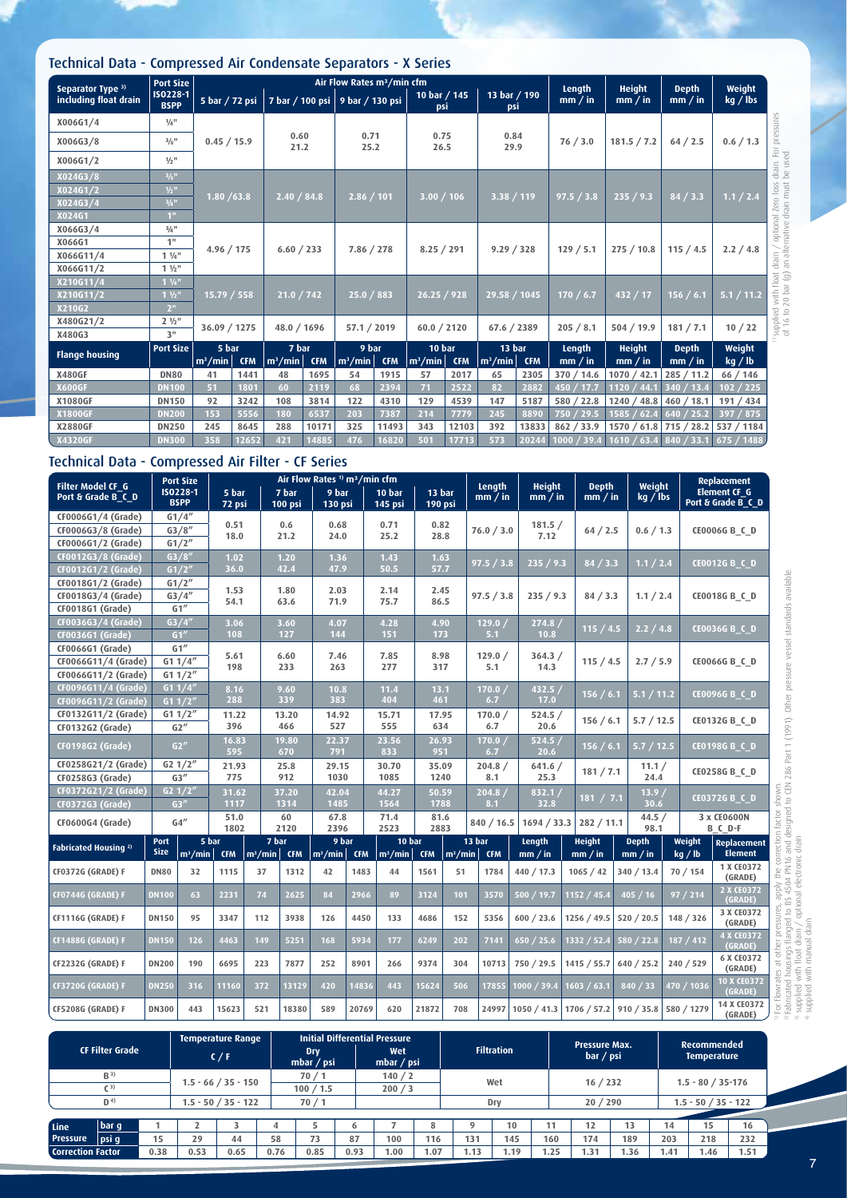## Technical Data - Compressed Air Condensate Separators - X Series

| Separator Type [1] including float drain | Port Size ISO228-1 BSPP | Air Flow Rates m³/min cfm | | | | | Length mm / in | Height mm / in | Depth mm / in | Weight kg / lbs |
|---|---|---|---|---|---|---|---|---|---|---|
| | | 5 bar / 72 psi | 7 bar / 100 psi | 9 bar / 130 psi | 10 bar / 145 psi | 13 bar / 190 psi | | | | |
| X006G1/4 | ¼" | 0.45 / 15.9 | 0.60 21.2 | 0.71 25.2 | 0.75 26.5 | 0.84 29.9 | 76 / 3.0 | 181.5 / 7.2 | 64 / 2.5 | 0.6 / 1.3 |
| X006G3/8 | ⅜" | | | | | | | | | |
| X006G1/2 | ½" | | | | | | | | | |
| X024G3/8 | ⅜" | 1.80 /63.8 | 2.40 / 84.8 | 2.86 / 101 | 3.00 / 106 | 3.38 / 119 | 97.5 / 3.8 | 235 / 9.3 | 84 / 3.3 | 1.1 / 2.4 |
| X024G1/2 | ½" | | | | | | | | | |
| X024G3/4 | ¾" | | | | | | | | | |
| X024G1 | 1" | | | | | | | | | |
| X066G3/4 | ¾" | 4.96 / 175 | 6.60 / 233 | 7.86 / 278 | 8.25 / 291 | 9.29 / 328 | 129 / 5.1 | 275 / 10.8 | 115 / 4.5 | 2.2 / 4.8 |
| X066G1 | 1" | | | | | | | | | |
| X066G11/4 | 1 ¼" | | | | | | | | | |
| X066G11/2 | 1 ½" | | | | | | | | | |
| X210G11/4 | 1 ¼" | 15.79 / 558 | 21.0 / 742 | 25.0 / 883 | 26.25 / 928 | 29.58 / 1045 | 170 / 6.7 | 432 / 17 | 156 / 6.1 | 5.1 / 11.2 |
| X210G11/2 | 1 ½" | | | | | | | | | |
| X210G2 | 2" | | | | | | | | | |
| X480G21/2 | 2 ½" | 36.09 / 1275 | 48.0 / 1696 | 57.1 / 2019 | 60.0 / 2120 | 67.6 / 2389 | 205 / 8.1 | 504 / 19.9 | 181 / 7.1 | 10 / 22 |
| X480G3 | 3" | | | | | | | | | |

| Flange housing | Port Size | 5 bar m³/min | 5 bar CFM | 7 bar m³/min | 7 bar CFM | 9 bar m³/min | 9 bar CFM | 10 bar m³/min | 10 bar CFM | 13 bar m³/min | 13 bar CFM | Length mm / in | Height mm / in | Depth mm / in | Weight kg / lb |
|---|---|---|---|---|---|---|---|---|---|---|---|---|---|---|---|
| X480GF | DN80 | 41 | 1441 | 48 | 1695 | 54 | 1915 | 57 | 2017 | 65 | 2305 | 370 / 14.6 | 1070 / 42.1 | 285 / 11.2 | 66 / 146 |
| X600GF | DN100 | 51 | 1801 | 60 | 2119 | 68 | 2394 | 71 | 2522 | 82 | 2882 | 450 / 17.7 | 1120 / 44.1 | 340 / 13.4 | 102 / 225 |
| X1080GF | DN150 | 92 | 3242 | 108 | 3814 | 122 | 4310 | 129 | 4539 | 147 | 5187 | 580 / 22.8 | 1240 / 48.8 | 460 / 18.1 | 191 / 434 |
| X1800GF | DN200 | 153 | 5556 | 180 | 6537 | 203 | 7387 | 214 | 7779 | 245 | 8890 | 750 / 29.5 | 1585 / 62.4 | 640 / 25.2 | 397 / 875 |
| X2880GF | DN250 | 245 | 8645 | 288 | 10171 | 325 | 11493 | 343 | 12103 | 392 | 13833 | 862 / 33.9 | 1570 / 61.8 | 715 / 28.2 | 537 / 1184 |
| X4320GF | DN300 | 358 | 12652 | 421 | 14885 | 476 | 16820 | 501 | 17713 | 573 | 20244 | 1000 / 39.4 | 1610 / 63.4 | 840 / 33.1 | 675 / 1488 |

[1] supplied with float drain / optional zero loss drain. For pressures of 16 to 20 bar (g) an alternative drain must be used.

## Technical Data - Compressed Air Filter - CF Series

| Filter Model CF_G Port & Grade B_C_D | Port Size ISO228-1 BSPP | Air Flow Rates [1] m³/min cfm | | | | | Length mm / in | Height mm / in | Depth mm / in | Weight kg / lbs | Replacement Element CF_G Port & Grade B_C_D |
|---|---|---|---|---|---|---|---|---|---|---|---|
| | | 5 bar 72 psi | 7 bar 100 psi | 9 bar 130 psi | 10 bar 145 psi | 13 bar 190 psi | | | | | |
| CF0006G1/4 (Grade) | G1/4" | 0.51 18.0 | 0.6 21.2 | 0.68 24.0 | 0.71 25.2 | 0.82 28.8 | 76.0 / 3.0 | 181.5 / 7.12 | 64 / 2.5 | 0.6 / 1.3 | CE0006G B_C_D |
| CF0006G3/8 (Grade) | G3/8" | | | | | | | | | | |
| CF0006G1/2 (Grade) | G1/2" | | | | | | | | | | |
| CF0012G3/8 (Grade) | G3/8" | 1.02 36.0 | 1.20 42.4 | 1.36 47.9 | 1.43 50.5 | 1.63 57.7 | 97.5 / 3.8 | 235 / 9.3 | 84 / 3.3 | 1.1 / 2.4 | CE0012G B_C_D |
| CF0012G1/2 (Grade) | G1/2" | | | | | | | | | | |
| CF0018G1/2 (Grade) | G1/2" | 1.53 54.1 | 1.80 63.6 | 2.03 71.9 | 2.14 75.7 | 2.45 86.5 | 97.5 / 3.8 | 235 / 9.3 | 84 / 3.3 | 1.1 / 2.4 | CE0018G B_C_D |
| CF0018G3/4 (Grade) | G3/4" | | | | | | | | | | |
| CF0018G1 (Grade) | G1" | | | | | | | | | | |
| CF0036G3/4 (Grade) | G3/4" | 3.06 108 | 3.60 127 | 4.07 144 | 4.28 151 | 4.90 173 | 129.0 / 5.1 | 274.8 / 10.8 | 115 / 4.5 | 2.2 / 4.8 | CE0036G B_C_D |
| CF0036G1 (Grade) | G1" | | | | | | | | | | |
| CF0066G1 (Grade) | G1" | 5.61 198 | 6.60 233 | 7.46 263 | 7.85 277 | 8.98 317 | 129.0 / 5.1 | 364.3 / 14.3 | 115 / 4.5 | 2.7 / 5.9 | CE0066G B_C_D |
| CF0066G11/4 (Grade) | G1 1/4" | | | | | | | | | | |
| CF0066G11/2 (Grade) | G1 1/2" | | | | | | | | | | |
| CF0096G11/4 (Grade) | G1 1/4" | 8.16 288 | 9.60 339 | 10.8 383 | 11.4 404 | 13.1 461 | 170.0 / 6.7 | 432.5 / 17.0 | 156 / 6.1 | 5.1 / 11.2 | CE0096G B_C_D |
| CF0096G11/2 (Grade) | G1 1/2" | | | | | | | | | | |
| CF0132G11/2 (Grade) | G1 1/2" | 11.22 396 | 13.20 466 | 14.92 527 | 15.71 555 | 17.95 634 | 170.0 / 6.7 | 524.5 / 20.6 | 156 / 6.1 | 5.7 / 12.5 | CE0132G B_C_D |
| CF0132G2 (Grade) | G2" | | | | | | | | | | |
| CF0198G2 (Grade) | G2" | 16.83 595 | 19.80 670 | 22.37 791 | 23.56 833 | 26.93 951 | 170.0 / 6.7 | 524.5 / 20.6 | 156 / 6.1 | 5.7 / 12.5 | CE0198G B_C_D |
| CF0258G21/2 (Grade) | G2 1/2" | 21.93 775 | 25.8 912 | 29.15 1030 | 30.70 1085 | 35.09 1240 | 204.8 / 8.1 | 641.6 / 25.3 | 181 / 7.1 | 11.1 / 24.4 | CE0258G B_C_D |
| CF0258G3 (Grade) | G3" | | | | | | | | | | |
| CF0372G21/2 (Grade) | G2 1/2" | 31.62 1117 | 37.20 1314 | 42.04 1485 | 44.27 1564 | 50.59 1788 | 204.8 / 8.1 | 832.1 / 32.8 | 181 / 7.1 | 13.9 / 30.6 | CE0372G B_C_D |
| CF0372G3 (Grade) | G3" | | | | | | | | | | |
| CF0600G4 (Grade) | G4" | 51.0 1802 | 60 2120 | 67.8 2396 | 71.4 2523 | 81.6 2883 | 840 / 16.5 | 1694 / 33.3 | 282 / 11.1 | 44.5 / 98.1 | 3 x CE0600N B_C_D-F |

| Fabricated Housing [2] | Port Size | 5 bar m³/min | 5 bar CFM | 7 bar m³/min | 7 bar CFM | 9 bar m³/min | 9 bar CFM | 10 bar m³/min | 10 bar CFM | 13 bar m³/min | 13 bar CFM | Length mm / in | Height mm / in | Depth mm / in | Weight kg / lb | Replacement Element |
|---|---|---|---|---|---|---|---|---|---|---|---|---|---|---|---|---|
| CF0372G (GRADE) F | DN80 | 32 | 1115 | 37 | 1312 | 42 | 1483 | 44 | 1561 | 51 | 1784 | 440 / 17.3 | 1065 / 42 | 340 / 13.4 | 70 / 154 | 1 X CE0372 (GRADE) |
| CF0744G (GRADE) F | DN100 | 63 | 2231 | 74 | 2625 | 84 | 2966 | 89 | 3124 | 101 | 3570 | 500 / 19.7 | 1152 / 45.4 | 405 / 16 | 97 / 214 | 2 X CE0372 (GRADE) |
| CF1116G (GRADE) F | DN150 | 95 | 3347 | 112 | 3938 | 126 | 4450 | 133 | 4686 | 152 | 5356 | 600 / 23.6 | 1256 / 49.5 | 520 / 20.5 | 148 / 326 | 3 X CE0372 (GRADE) |
| CF1488G (GRADE) F | DN150 | 126 | 4463 | 149 | 5251 | 168 | 5934 | 177 | 6249 | 202 | 7141 | 650 / 25.6 | 1332 / 52.4 | 580 / 22.8 | 187 / 412 | 4 X CE0372 (GRADE) |
| CF2232G (GRADE) F | DN200 | 190 | 6695 | 223 | 7877 | 252 | 8901 | 266 | 9374 | 304 | 10713 | 750 / 29.5 | 1415 / 55.7 | 640 / 25.2 | 240 / 529 | 6 X CE0372 (GRADE) |
| CF3720G (GRADE) F | DN250 | 316 | 11160 | 372 | 13129 | 420 | 14836 | 443 | 15624 | 506 | 17855 | 1000 / 39.4 | 1603 / 63.1 | 840 / 33 | 470 / 1036 | 10 X CE0372 (GRADE) |
| CF5208G (GRADE) F | DN300 | 443 | 15623 | 521 | 18380 | 589 | 20769 | 620 | 21872 | 708 | 24997 | 1050 / 41.3 | 1706 / 57.2 | 910 / 35.8 | 580 / 1279 | 14 X CE0372 (GRADE) |

[1] For flowrates at other pressures, apply the correction factor shown.
[2] Fabricated housings flanged to BS 4504 PN16 and designed to CEN 286 Part 1 (1991). Other pressure vessel standards available.
[3] supplied with float drain / optional electronic drain
[4] supplied with manual drain

| CF Filter Grade | Temperature Range C / F | Initial Differential Pressure Dry mbar / psi | Initial Differential Pressure Wet mbar / psi | Filtration | Pressure Max. bar / psi | Recommended Temperature |
|---|---|---|---|---|---|---|
| B [3] | 1.5 - 66 / 35 - 150 | 70 / 1 | 140 / 2 | Wet | 16 / 232 | 1.5 - 80 / 35-176 |
| C [3] | | 100 / 1.5 | 200 / 3 | | | |
| D [4] | 1.5 - 50 / 35 - 122 | 70 / 1 | | Dry | 20 / 290 | 1.5 - 50 / 35 - 122 |

| Line Pressure bar g | 1 | 2 | 3 | 4 | 5 | 6 | 7 | 8 | 9 | 10 | 11 | 12 | 13 | 14 | 15 | 16 |
|---|---|---|---|---|---|---|---|---|---|---|---|---|---|---|---|---|
| psi g | 15 | 29 | 44 | 58 | 73 | 87 | 100 | 116 | 131 | 145 | 160 | 174 | 189 | 203 | 218 | 232 |
| Correction Factor | 0.38 | 0.53 | 0.65 | 0.76 | 0.85 | 0.93 | 1.00 | 1.07 | 1.13 | 1.19 | 1.25 | 1.31 | 1.36 | 1.41 | 1.46 | 1.51 |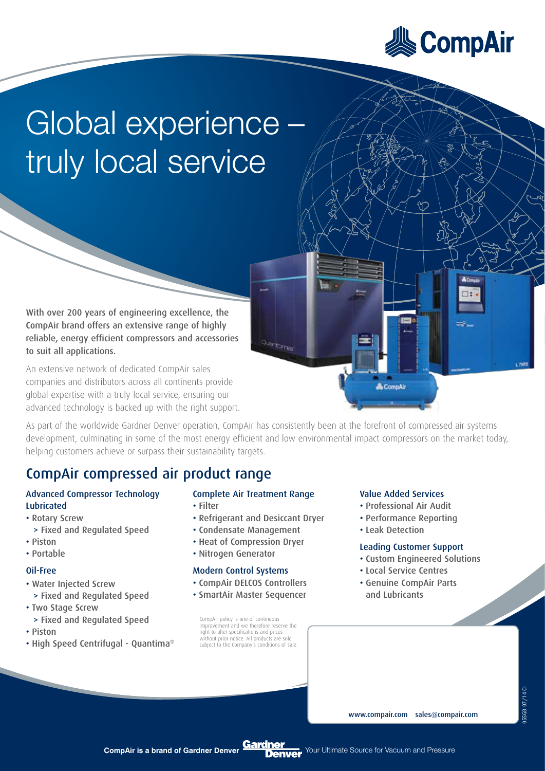# Global experience – truly local service

**With over 200 years of engineering excellence, the CompAir brand offers an extensive range of highly reliable, energy efficient compressors and accessories to suit all applications.**

An extensive network of dedicated CompAir sales companies and distributors across all continents provide global expertise with a truly local service, ensuring our advanced technology is backed up with the right support.

As part of the worldwide Gardner Denver operation, CompAir has consistently been at the forefront of compressed air systems development, culminating in some of the most energy efficient and low environmental impact compressors on the market today, helping customers achieve or surpass their sustainability targets.

## CompAir compressed air product range

### Advanced Compressor Technology Lubricated

- Rotary Screw
  - > Fixed and Regulated Speed
- Piston
- Portable

### Oil-Free

- Water Injected Screw
  - > Fixed and Regulated Speed
- Two Stage Screw
  - > Fixed and Regulated Speed
- Piston
- High Speed Centrifugal - Quantima®

### Complete Air Treatment Range

- Filter
- Refrigerant and Desiccant Dryer
- Condensate Management
- Heat of Compression Dryer
- Nitrogen Generator

### Modern Control Systems

- CompAir DELCOS Controllers
- SmartAir Master Sequencer

CompAir policy is one of continuous improvement and we therefore reserve the right to alter specifications and prices without prior notice. All products are sold subject to the Company's conditions of sale.

### Value Added Services

- Professional Air Audit
- Performance Reporting
- Leak Detection

### Leading Customer Support

- Custom Engineered Solutions
- Local Service Centres
- Genuine CompAir Parts and Lubricants

www.compair.com sales@compair.com

05GB 07/14 CI

**CompAir is a brand of Gardner Denver** Your Ultimate Source for Vacuum and Pressure